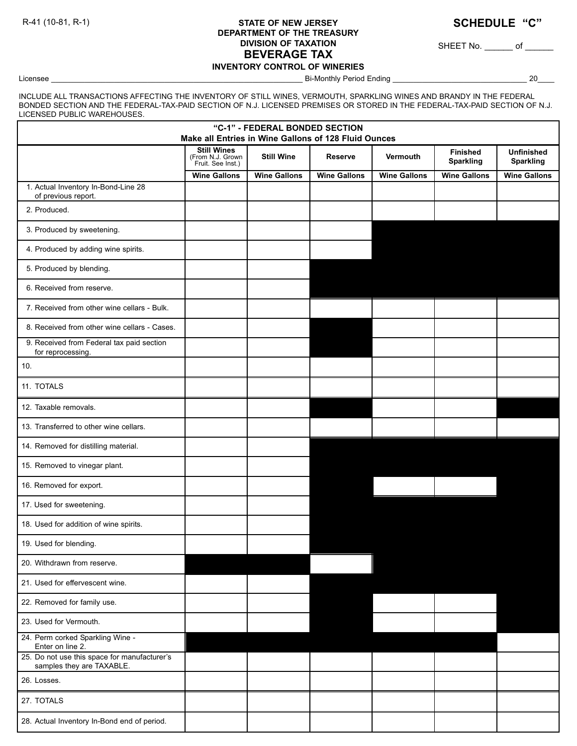R-41 (10-81, R-1)

**STATE OF NEW JERSEY**
**DEPARTMENT OF THE TREASURY**
**DIVISION OF TAXATION**

# BEVERAGE TAX

**INVENTORY CONTROL OF WINERIES**

## SCHEDULE "C"

SHEET No. ______ of ______

Licensee ____________________________________________ Bi-Monthly Period Ending ______________________ 20____

INCLUDE ALL TRANSACTIONS AFFECTING THE INVENTORY OF STILL WINES, VERMOUTH, SPARKLING WINES AND BRANDY IN THE FEDERAL BONDED SECTION AND THE FEDERAL-TAX-PAID SECTION OF N.J. LICENSED PREMISES OR STORED IN THE FEDERAL-TAX-PAID SECTION OF N.J. LICENSED PUBLIC WAREHOUSES.

**"C-1" - FEDERAL BONDED SECTION**
**Make all Entries in Wine Gallons of 128 Fluid Ounces**

| | Still Wines (From N.J. Grown Fruit. See Inst.) | Still Wine | Reserve | Vermouth | Finished Sparkling | Unfinished Sparkling |
|---|---|---|---|---|---|---|
| | Wine Gallons | Wine Gallons | Wine Gallons | Wine Gallons | Wine Gallons | Wine Gallons |
| 1. Actual Inventory In-Bond-Line 28 of previous report. | | | | | | |
| 2. Produced. | | | | | | |
| 3. Produced by sweetening. | | | | | | |
| 4. Produced by adding wine spirits. | | | | | | |
| 5. Produced by blending. | | | | | | |
| 6. Received from reserve. | | | | | | |
| 7. Received from other wine cellars - Bulk. | | | | | | |
| 8. Received from other wine cellars - Cases. | | | | | | |
| 9. Received from Federal tax paid section for reprocessing. | | | | | | |
| 10. | | | | | | |
| 11. TOTALS | | | | | | |
| 12. Taxable removals. | | | | | | |
| 13. Transferred to other wine cellars. | | | | | | |
| 14. Removed for distilling material. | | | | | | |
| 15. Removed to vinegar plant. | | | | | | |
| 16. Removed for export. | | | | | | |
| 17. Used for sweetening. | | | | | | |
| 18. Used for addition of wine spirits. | | | | | | |
| 19. Used for blending. | | | | | | |
| 20. Withdrawn from reserve. | | | | | | |
| 21. Used for effervescent wine. | | | | | | |
| 22. Removed for family use. | | | | | | |
| 23. Used for Vermouth. | | | | | | |
| 24. Perm corked Sparkling Wine - Enter on line 2. | | | | | | |
| 25. Do not use this space for manufacturer's samples they are TAXABLE. | | | | | | |
| 26. Losses. | | | | | | |
| 27. TOTALS | | | | | | |
| 28. Actual Inventory In-Bond end of period. | | | | | | |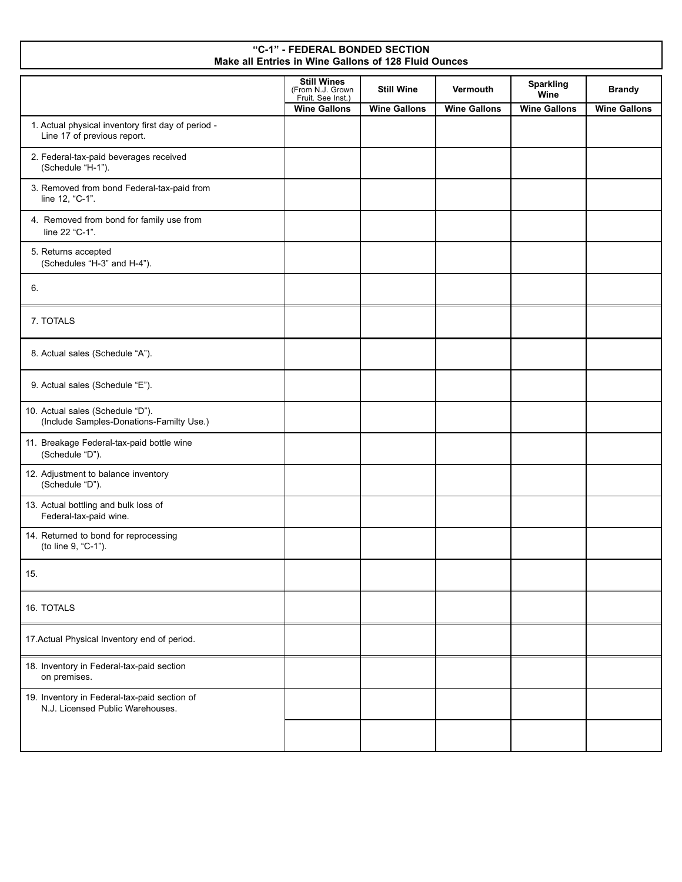## "C-1" - FEDERAL BONDED SECTION
### Make all Entries in Wine Gallons of 128 Fluid Ounces

| | Still Wines (From N.J. Grown Fruit. See Inst.) | Still Wine | Vermouth | Sparkling Wine | Brandy |
|---|---|---|---|---|---|
| | Wine Gallons | Wine Gallons | Wine Gallons | Wine Gallons | Wine Gallons |
| 1. Actual physical inventory first day of period - Line 17 of previous report. | | | | | |
| 2. Federal-tax-paid beverages received (Schedule "H-1"). | | | | | |
| 3. Removed from bond Federal-tax-paid from line 12, "C-1". | | | | | |
| 4. Removed from bond for family use from line 22 "C-1". | | | | | |
| 5. Returns accepted (Schedules "H-3" and H-4"). | | | | | |
| 6. | | | | | |
| 7. TOTALS | | | | | |
| 8. Actual sales (Schedule "A"). | | | | | |
| 9. Actual sales (Schedule "E"). | | | | | |
| 10. Actual sales (Schedule "D"). (Include Samples-Donations-Familty Use.) | | | | | |
| 11. Breakage Federal-tax-paid bottle wine (Schedule "D"). | | | | | |
| 12. Adjustment to balance inventory (Schedule "D"). | | | | | |
| 13. Actual bottling and bulk loss of Federal-tax-paid wine. | | | | | |
| 14. Returned to bond for reprocessing (to line 9, "C-1"). | | | | | |
| 15. | | | | | |
| 16. TOTALS | | | | | |
| 17.Actual Physical Inventory end of period. | | | | | |
| 18. Inventory in Federal-tax-paid section on premises. | | | | | |
| 19. Inventory in Federal-tax-paid section of N.J. Licensed Public Warehouses. | | | | | |
| | | | | | |